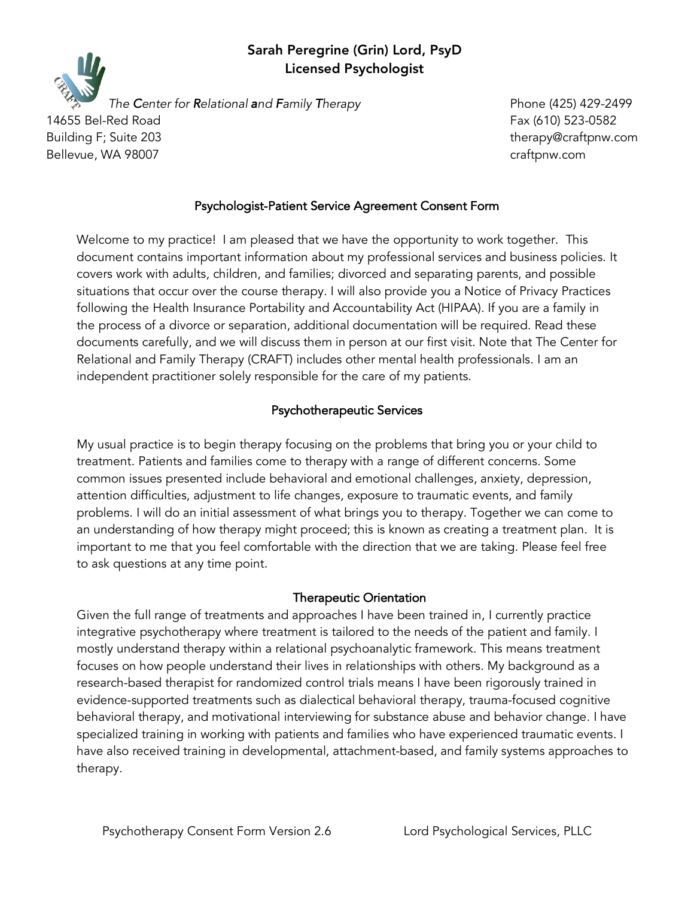# Sarah Peregrine (Grin) Lord, PsyD
## Licensed Psychologist

*The **C**enter for **R**elational **a**nd **F**amily **T**herapy*
14655 Bel-Red Road
Building F; Suite 203
Bellevue, WA 98007

Phone (425) 429-2499
Fax (610) 523-0582
therapy@craftpnw.com
craftpnw.com

## Psychologist-Patient Service Agreement Consent Form

Welcome to my practice! I am pleased that we have the opportunity to work together. This document contains important information about my professional services and business policies. It covers work with adults, children, and families; divorced and separating parents, and possible situations that occur over the course therapy. I will also provide you a Notice of Privacy Practices following the Health Insurance Portability and Accountability Act (HIPAA). If you are a family in the process of a divorce or separation, additional documentation will be required. Read these documents carefully, and we will discuss them in person at our first visit. Note that The Center for Relational and Family Therapy (CRAFT) includes other mental health professionals. I am an independent practitioner solely responsible for the care of my patients.

### Psychotherapeutic Services

My usual practice is to begin therapy focusing on the problems that bring you or your child to treatment. Patients and families come to therapy with a range of different concerns. Some common issues presented include behavioral and emotional challenges, anxiety, depression, attention difficulties, adjustment to life changes, exposure to traumatic events, and family problems. I will do an initial assessment of what brings you to therapy. Together we can come to an understanding of how therapy might proceed; this is known as creating a treatment plan. It is important to me that you feel comfortable with the direction that we are taking. Please feel free to ask questions at any time point.

### Therapeutic Orientation

Given the full range of treatments and approaches I have been trained in, I currently practice integrative psychotherapy where treatment is tailored to the needs of the patient and family. I mostly understand therapy within a relational psychoanalytic framework. This means treatment focuses on how people understand their lives in relationships with others. My background as a research-based therapist for randomized control trials means I have been rigorously trained in evidence-supported treatments such as dialectical behavioral therapy, trauma-focused cognitive behavioral therapy, and motivational interviewing for substance abuse and behavior change. I have specialized training in working with patients and families who have experienced traumatic events. I have also received training in developmental, attachment-based, and family systems approaches to therapy.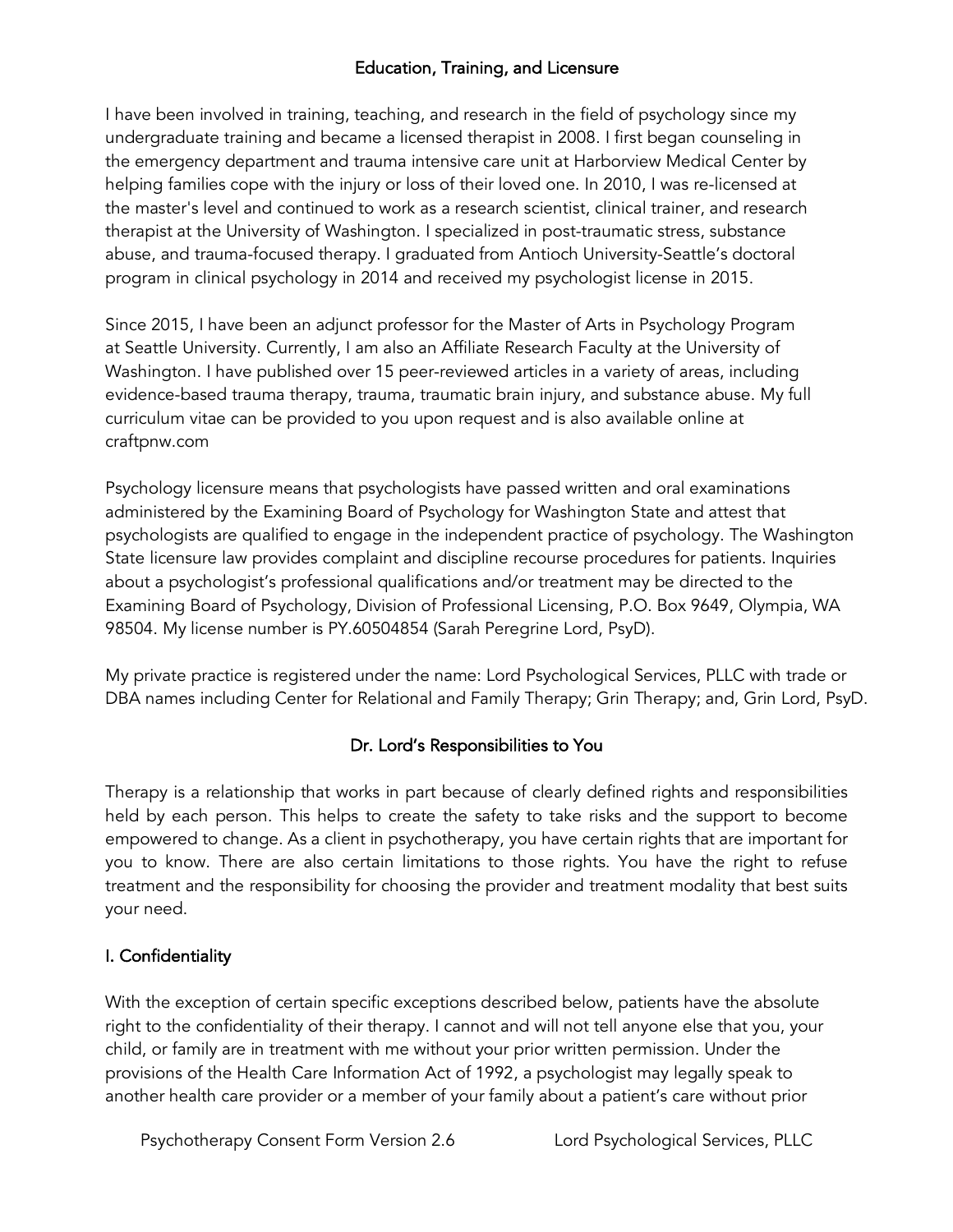## Education, Training, and Licensure

I have been involved in training, teaching, and research in the field of psychology since my undergraduate training and became a licensed therapist in 2008. I first began counseling in the emergency department and trauma intensive care unit at Harborview Medical Center by helping families cope with the injury or loss of their loved one. In 2010, I was re-licensed at the master's level and continued to work as a research scientist, clinical trainer, and research therapist at the University of Washington. I specialized in post-traumatic stress, substance abuse, and trauma-focused therapy. I graduated from Antioch University-Seattle's doctoral program in clinical psychology in 2014 and received my psychologist license in 2015.

Since 2015, I have been an adjunct professor for the Master of Arts in Psychology Program at Seattle University. Currently, I am also an Affiliate Research Faculty at the University of Washington. I have published over 15 peer-reviewed articles in a variety of areas, including evidence-based trauma therapy, trauma, traumatic brain injury, and substance abuse. My full curriculum vitae can be provided to you upon request and is also available online at craftpnw.com

Psychology licensure means that psychologists have passed written and oral examinations administered by the Examining Board of Psychology for Washington State and attest that psychologists are qualified to engage in the independent practice of psychology. The Washington State licensure law provides complaint and discipline recourse procedures for patients. Inquiries about a psychologist's professional qualifications and/or treatment may be directed to the Examining Board of Psychology, Division of Professional Licensing, P.O. Box 9649, Olympia, WA 98504. My license number is PY.60504854 (Sarah Peregrine Lord, PsyD).

My private practice is registered under the name: Lord Psychological Services, PLLC with trade or DBA names including Center for Relational and Family Therapy; Grin Therapy; and, Grin Lord, PsyD.

## Dr. Lord's Responsibilities to You

Therapy is a relationship that works in part because of clearly defined rights and responsibilities held by each person. This helps to create the safety to take risks and the support to become empowered to change. As a client in psychotherapy, you have certain rights that are important for you to know. There are also certain limitations to those rights. You have the right to refuse treatment and the responsibility for choosing the provider and treatment modality that best suits your need.

### I. Confidentiality

With the exception of certain specific exceptions described below, patients have the absolute right to the confidentiality of their therapy. I cannot and will not tell anyone else that you, your child, or family are in treatment with me without your prior written permission. Under the provisions of the Health Care Information Act of 1992, a psychologist may legally speak to another health care provider or a member of your family about a patient's care without prior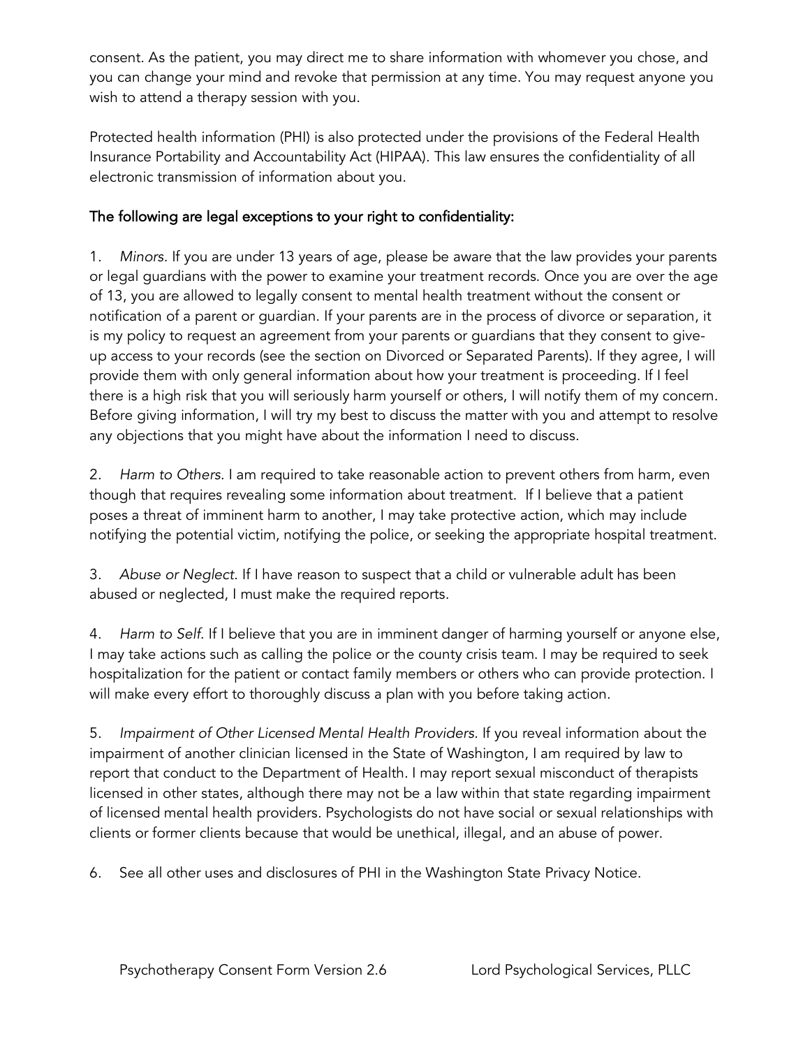consent. As the patient, you may direct me to share information with whomever you chose, and you can change your mind and revoke that permission at any time. You may request anyone you wish to attend a therapy session with you.

Protected health information (PHI) is also protected under the provisions of the Federal Health Insurance Portability and Accountability Act (HIPAA). This law ensures the confidentiality of all electronic transmission of information about you.

<u>The following are legal exceptions to your right to confidentiality:</u>

1. *Minors.* If you are under 13 years of age, please be aware that the law provides your parents or legal guardians with the power to examine your treatment records. Once you are over the age of 13, you are allowed to legally consent to mental health treatment without the consent or notification of a parent or guardian. If your parents are in the process of divorce or separation, it is my policy to request an agreement from your parents or guardians that they consent to give-up access to your records (see the section on Divorced or Separated Parents). If they agree, I will provide them with only general information about how your treatment is proceeding. If I feel there is a high risk that you will seriously harm yourself or others, I will notify them of my concern. Before giving information, I will try my best to discuss the matter with you and attempt to resolve any objections that you might have about the information I need to discuss.

2. *Harm to Others.* I am required to take reasonable action to prevent others from harm, even though that requires revealing some information about treatment. If I believe that a patient poses a threat of imminent harm to another, I may take protective action, which may include notifying the potential victim, notifying the police, or seeking the appropriate hospital treatment.

3. *Abuse or Neglect.* If I have reason to suspect that a child or vulnerable adult has been abused or neglected, I must make the required reports.

4. *Harm to Self.* If I believe that you are in imminent danger of harming yourself or anyone else, I may take actions such as calling the police or the county crisis team. I may be required to seek hospitalization for the patient or contact family members or others who can provide protection. I will make every effort to thoroughly discuss a plan with you before taking action.

5. *Impairment of Other Licensed Mental Health Providers.* If you reveal information about the impairment of another clinician licensed in the State of Washington, I am required by law to report that conduct to the Department of Health. I may report sexual misconduct of therapists licensed in other states, although there may not be a law within that state regarding impairment of licensed mental health providers. Psychologists do not have social or sexual relationships with clients or former clients because that would be unethical, illegal, and an abuse of power.

6. See all other uses and disclosures of PHI in the Washington State Privacy Notice.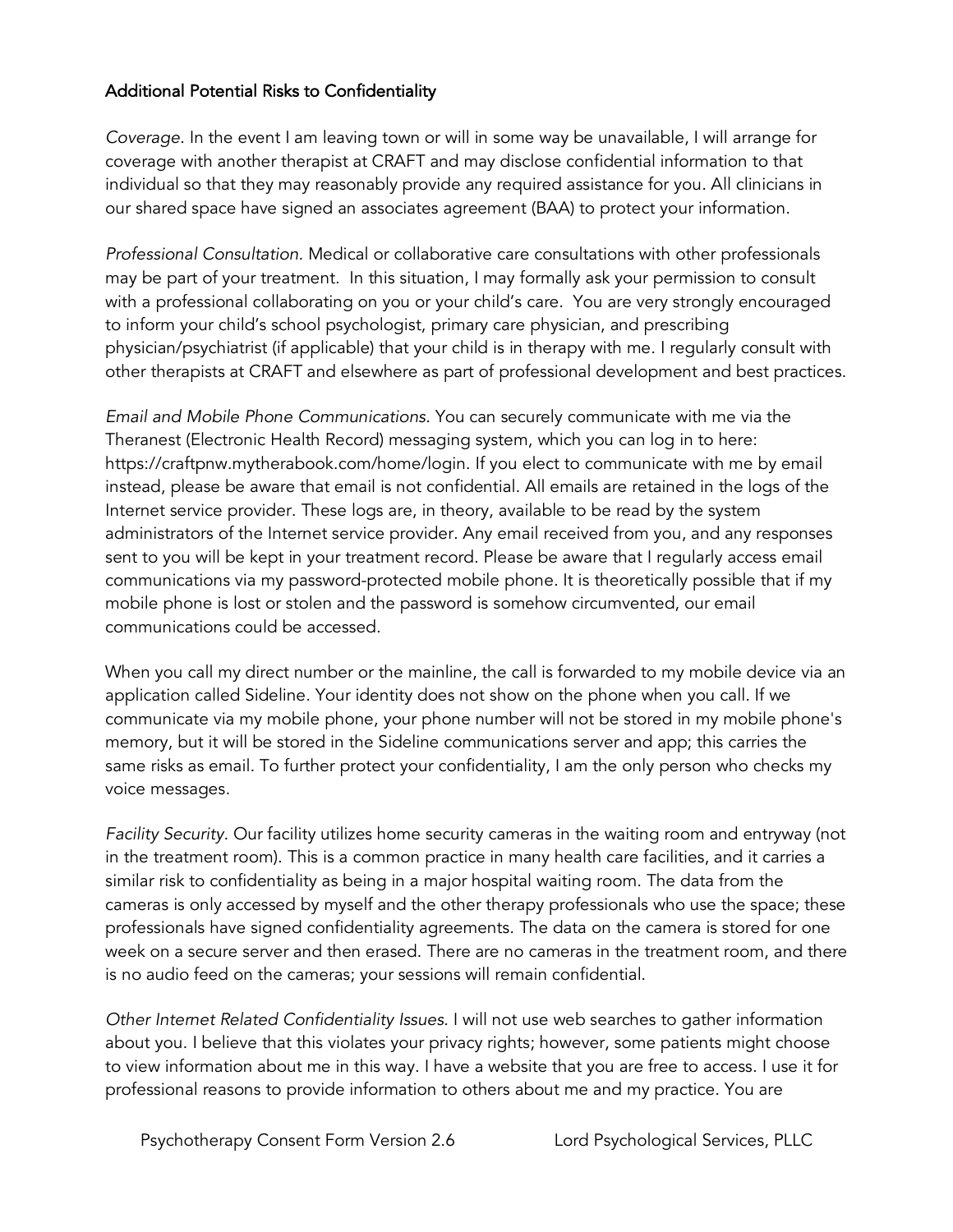## Additional Potential Risks to Confidentiality

*Coverage.* In the event I am leaving town or will in some way be unavailable, I will arrange for coverage with another therapist at CRAFT and may disclose confidential information to that individual so that they may reasonably provide any required assistance for you. All clinicians in our shared space have signed an associates agreement (BAA) to protect your information.

*Professional Consultation.* Medical or collaborative care consultations with other professionals may be part of your treatment. In this situation, I may formally ask your permission to consult with a professional collaborating on you or your child's care. You are very strongly encouraged to inform your child's school psychologist, primary care physician, and prescribing physician/psychiatrist (if applicable) that your child is in therapy with me. I regularly consult with other therapists at CRAFT and elsewhere as part of professional development and best practices.

*Email and Mobile Phone Communications.* You can securely communicate with me via the Theranest (Electronic Health Record) messaging system, which you can log in to here: https://craftpnw.mytherabook.com/home/login. If you elect to communicate with me by email instead, please be aware that email is not confidential. All emails are retained in the logs of the Internet service provider. These logs are, in theory, available to be read by the system administrators of the Internet service provider. Any email received from you, and any responses sent to you will be kept in your treatment record. Please be aware that I regularly access email communications via my password-protected mobile phone. It is theoretically possible that if my mobile phone is lost or stolen and the password is somehow circumvented, our email communications could be accessed.

When you call my direct number or the mainline, the call is forwarded to my mobile device via an application called Sideline. Your identity does not show on the phone when you call. If we communicate via my mobile phone, your phone number will not be stored in my mobile phone's memory, but it will be stored in the Sideline communications server and app; this carries the same risks as email. To further protect your confidentiality, I am the only person who checks my voice messages.

*Facility Security.* Our facility utilizes home security cameras in the waiting room and entryway (not in the treatment room). This is a common practice in many health care facilities, and it carries a similar risk to confidentiality as being in a major hospital waiting room. The data from the cameras is only accessed by myself and the other therapy professionals who use the space; these professionals have signed confidentiality agreements. The data on the camera is stored for one week on a secure server and then erased. There are no cameras in the treatment room, and there is no audio feed on the cameras; your sessions will remain confidential.

*Other Internet Related Confidentiality Issues.* I will not use web searches to gather information about you. I believe that this violates your privacy rights; however, some patients might choose to view information about me in this way. I have a website that you are free to access. I use it for professional reasons to provide information to others about me and my practice. You are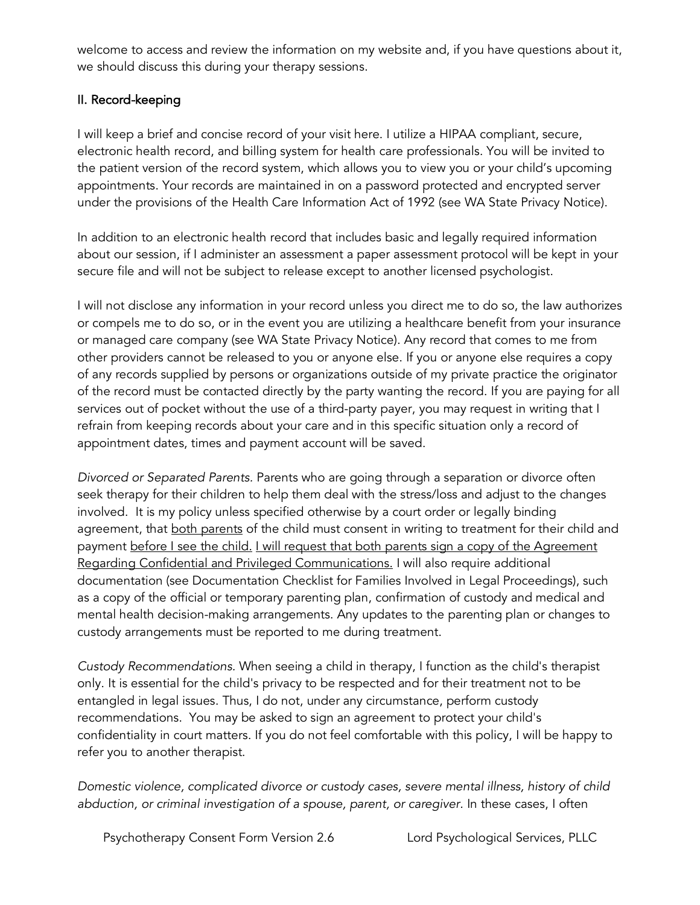welcome to access and review the information on my website and, if you have questions about it, we should discuss this during your therapy sessions.

## II. Record-keeping

I will keep a brief and concise record of your visit here. I utilize a HIPAA compliant, secure, electronic health record, and billing system for health care professionals. You will be invited to the patient version of the record system, which allows you to view you or your child's upcoming appointments. Your records are maintained in on a password protected and encrypted server under the provisions of the Health Care Information Act of 1992 (see WA State Privacy Notice).

In addition to an electronic health record that includes basic and legally required information about our session, if I administer an assessment a paper assessment protocol will be kept in your secure file and will not be subject to release except to another licensed psychologist.

I will not disclose any information in your record unless you direct me to do so, the law authorizes or compels me to do so, or in the event you are utilizing a healthcare benefit from your insurance or managed care company (see WA State Privacy Notice). Any record that comes to me from other providers cannot be released to you or anyone else. If you or anyone else requires a copy of any records supplied by persons or organizations outside of my private practice the originator of the record must be contacted directly by the party wanting the record. If you are paying for all services out of pocket without the use of a third-party payer, you may request in writing that I refrain from keeping records about your care and in this specific situation only a record of appointment dates, times and payment account will be saved.

*Divorced or Separated Parents.* Parents who are going through a separation or divorce often seek therapy for their children to help them deal with the stress/loss and adjust to the changes involved. It is my policy unless specified otherwise by a court order or legally binding agreement, that <u>both parents</u> of the child must consent in writing to treatment for their child and payment <u>before I see the child.</u> <u>I will request that both parents sign a copy of the Agreement Regarding Confidential and Privileged Communications.</u> I will also require additional documentation (see Documentation Checklist for Families Involved in Legal Proceedings), such as a copy of the official or temporary parenting plan, confirmation of custody and medical and mental health decision-making arrangements. Any updates to the parenting plan or changes to custody arrangements must be reported to me during treatment.

*Custody Recommendations.* When seeing a child in therapy, I function as the child's therapist only. It is essential for the child's privacy to be respected and for their treatment not to be entangled in legal issues. Thus, I do not, under any circumstance, perform custody recommendations. You may be asked to sign an agreement to protect your child's confidentiality in court matters. If you do not feel comfortable with this policy, I will be happy to refer you to another therapist.

*Domestic violence, complicated divorce or custody cases, severe mental illness, history of child abduction, or criminal investigation of a spouse, parent, or caregiver.* In these cases, I often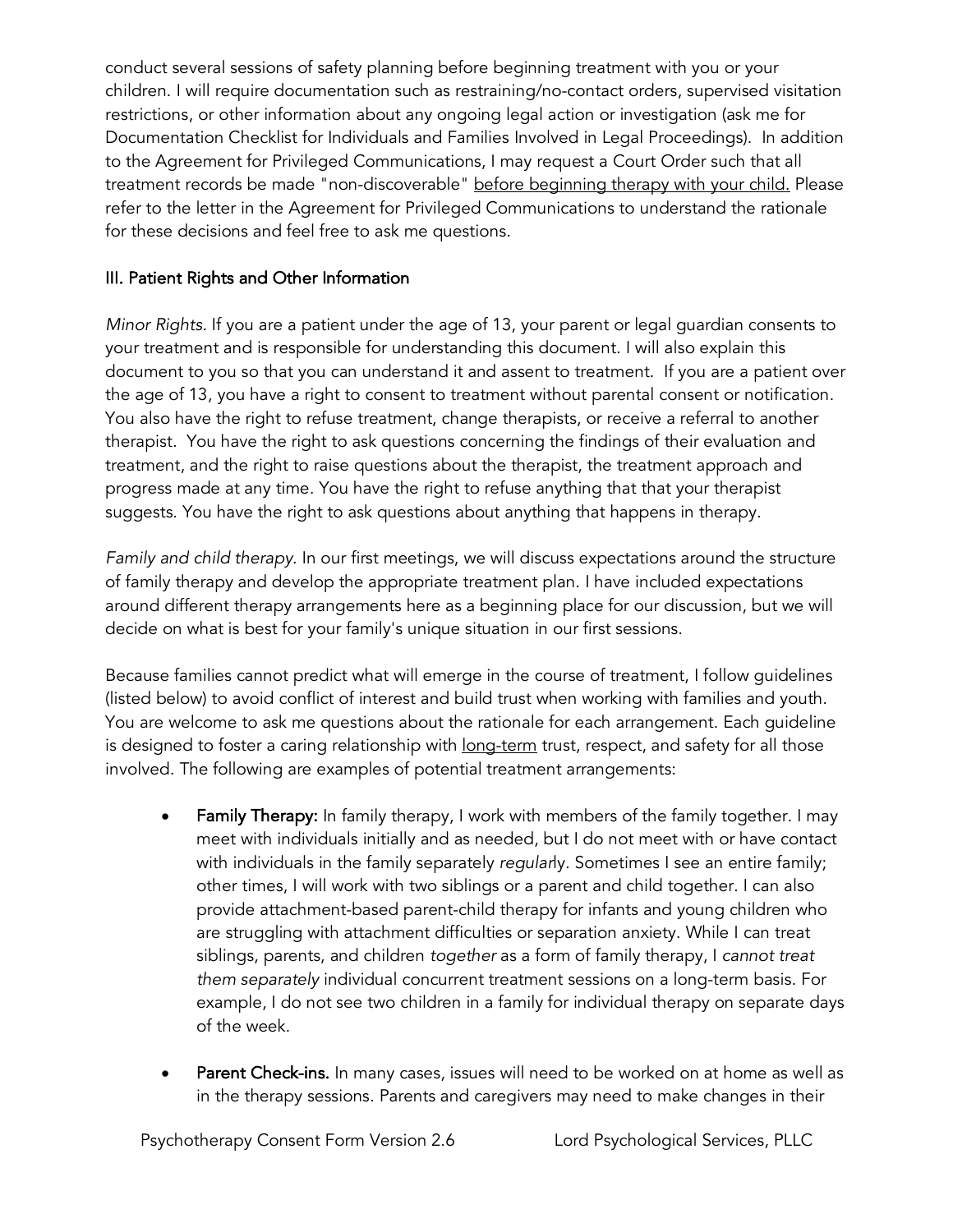conduct several sessions of safety planning before beginning treatment with you or your children. I will require documentation such as restraining/no-contact orders, supervised visitation restrictions, or other information about any ongoing legal action or investigation (ask me for Documentation Checklist for Individuals and Families Involved in Legal Proceedings). In addition to the Agreement for Privileged Communications, I may request a Court Order such that all treatment records be made "non-discoverable" <u>before beginning therapy with your child.</u> Please refer to the letter in the Agreement for Privileged Communications to understand the rationale for these decisions and feel free to ask me questions.

## III. Patient Rights and Other Information

*Minor Rights.* If you are a patient under the age of 13, your parent or legal guardian consents to your treatment and is responsible for understanding this document. I will also explain this document to you so that you can understand it and assent to treatment. If you are a patient over the age of 13, you have a right to consent to treatment without parental consent or notification. You also have the right to refuse treatment, change therapists, or receive a referral to another therapist. You have the right to ask questions concerning the findings of their evaluation and treatment, and the right to raise questions about the therapist, the treatment approach and progress made at any time. You have the right to refuse anything that that your therapist suggests. You have the right to ask questions about anything that happens in therapy.

*Family and child therapy.* In our first meetings, we will discuss expectations around the structure of family therapy and develop the appropriate treatment plan. I have included expectations around different therapy arrangements here as a beginning place for our discussion, but we will decide on what is best for your family's unique situation in our first sessions.

Because families cannot predict what will emerge in the course of treatment, I follow guidelines (listed below) to avoid conflict of interest and build trust when working with families and youth. You are welcome to ask me questions about the rationale for each arrangement. Each guideline is designed to foster a caring relationship with <u>long-term</u> trust, respect, and safety for all those involved. The following are examples of potential treatment arrangements:

- **Family Therapy:** In family therapy, I work with members of the family together. I may meet with individuals initially and as needed, but I do not meet with or have contact with individuals in the family separately *regular*ly. Sometimes I see an entire family; other times, I will work with two siblings or a parent and child together. I can also provide attachment-based parent-child therapy for infants and young children who are struggling with attachment difficulties or separation anxiety. While I can treat siblings, parents, and children *together* as a form of family therapy, I *cannot treat them separately* individual concurrent treatment sessions on a long-term basis. For example, I do not see two children in a family for individual therapy on separate days of the week.

- **Parent Check-ins.** In many cases, issues will need to be worked on at home as well as in the therapy sessions. Parents and caregivers may need to make changes in their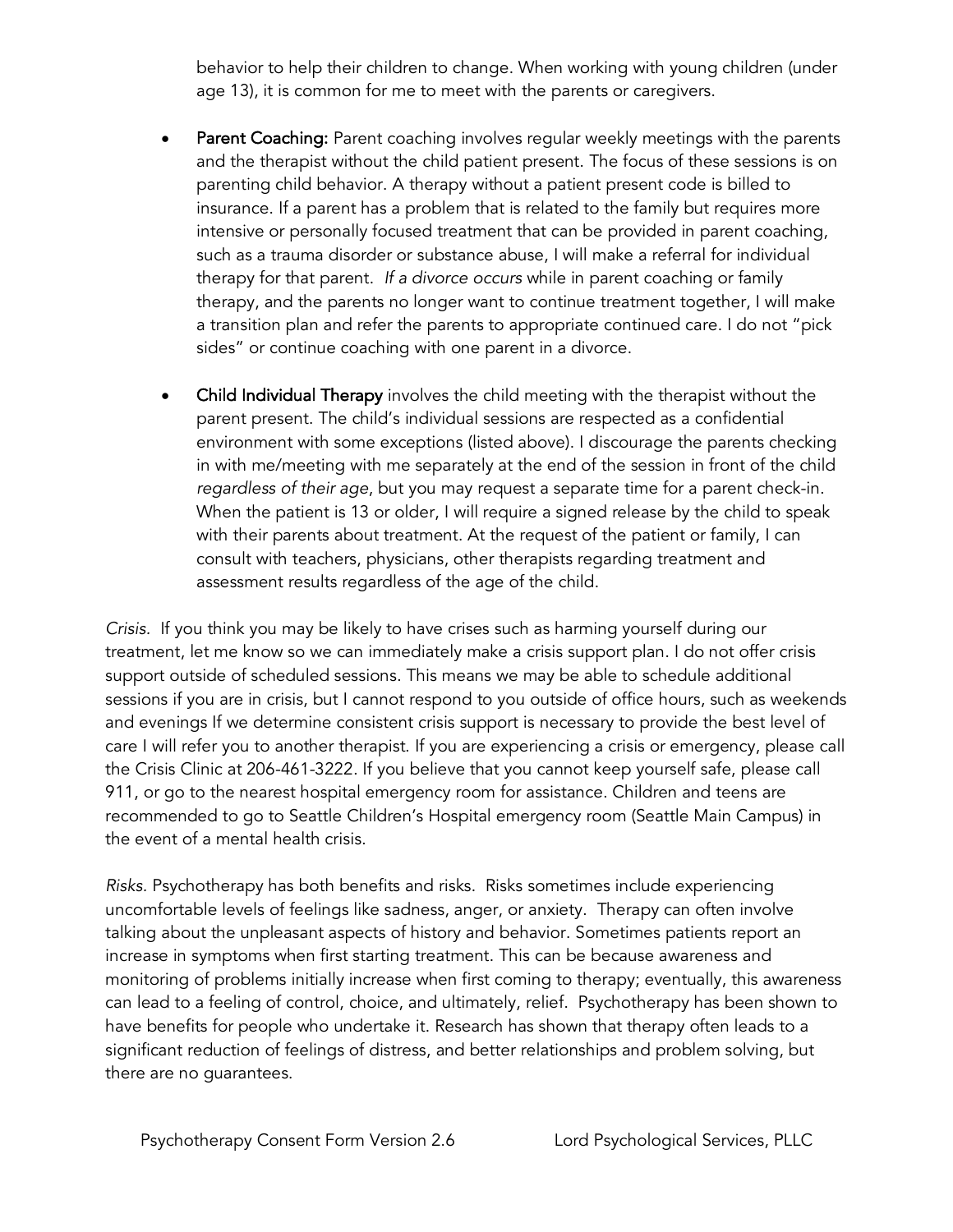behavior to help their children to change. When working with young children (under age 13), it is common for me to meet with the parents or caregivers.

- **Parent Coaching:** Parent coaching involves regular weekly meetings with the parents and the therapist without the child patient present. The focus of these sessions is on parenting child behavior. A therapy without a patient present code is billed to insurance. If a parent has a problem that is related to the family but requires more intensive or personally focused treatment that can be provided in parent coaching, such as a trauma disorder or substance abuse, I will make a referral for individual therapy for that parent. *If a divorce occurs* while in parent coaching or family therapy, and the parents no longer want to continue treatment together, I will make a transition plan and refer the parents to appropriate continued care. I do not "pick sides" or continue coaching with one parent in a divorce.

- **Child Individual Therapy** involves the child meeting with the therapist without the parent present. The child's individual sessions are respected as a confidential environment with some exceptions (listed above). I discourage the parents checking in with me/meeting with me separately at the end of the session in front of the child *regardless of their age*, but you may request a separate time for a parent check-in. When the patient is 13 or older, I will require a signed release by the child to speak with their parents about treatment. At the request of the patient or family, I can consult with teachers, physicians, other therapists regarding treatment and assessment results regardless of the age of the child.

*Crisis.* If you think you may be likely to have crises such as harming yourself during our treatment, let me know so we can immediately make a crisis support plan. I do not offer crisis support outside of scheduled sessions. This means we may be able to schedule additional sessions if you are in crisis, but I cannot respond to you outside of office hours, such as weekends and evenings If we determine consistent crisis support is necessary to provide the best level of care I will refer you to another therapist. If you are experiencing a crisis or emergency, please call the Crisis Clinic at 206-461-3222. If you believe that you cannot keep yourself safe, please call 911, or go to the nearest hospital emergency room for assistance. Children and teens are recommended to go to Seattle Children's Hospital emergency room (Seattle Main Campus) in the event of a mental health crisis.

*Risks*. Psychotherapy has both benefits and risks. Risks sometimes include experiencing uncomfortable levels of feelings like sadness, anger, or anxiety. Therapy can often involve talking about the unpleasant aspects of history and behavior. Sometimes patients report an increase in symptoms when first starting treatment. This can be because awareness and monitoring of problems initially increase when first coming to therapy; eventually, this awareness can lead to a feeling of control, choice, and ultimately, relief. Psychotherapy has been shown to have benefits for people who undertake it. Research has shown that therapy often leads to a significant reduction of feelings of distress, and better relationships and problem solving, but there are no guarantees.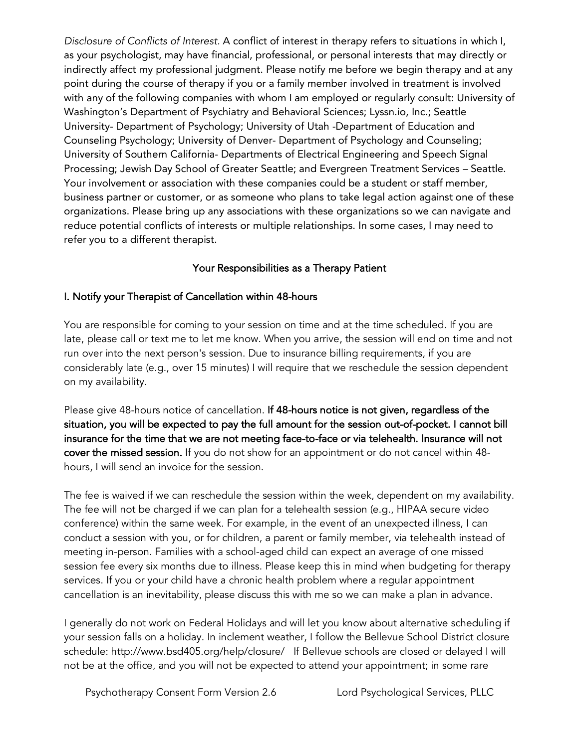*Disclosure of Conflicts of Interest.* A conflict of interest in therapy refers to situations in which I, as your psychologist, may have financial, professional, or personal interests that may directly or indirectly affect my professional judgment. Please notify me before we begin therapy and at any point during the course of therapy if you or a family member involved in treatment is involved with any of the following companies with whom I am employed or regularly consult: University of Washington's Department of Psychiatry and Behavioral Sciences; Lyssn.io, Inc.; Seattle University- Department of Psychology; University of Utah -Department of Education and Counseling Psychology; University of Denver- Department of Psychology and Counseling; University of Southern California- Departments of Electrical Engineering and Speech Signal Processing; Jewish Day School of Greater Seattle; and Evergreen Treatment Services – Seattle. Your involvement or association with these companies could be a student or staff member, business partner or customer, or as someone who plans to take legal action against one of these organizations. Please bring up any associations with these organizations so we can navigate and reduce potential conflicts of interests or multiple relationships. In some cases, I may need to refer you to a different therapist.

## Your Responsibilities as a Therapy Patient

### I. Notify your Therapist of Cancellation within 48-hours

You are responsible for coming to your session on time and at the time scheduled. If you are late, please call or text me to let me know. When you arrive, the session will end on time and not run over into the next person's session. Due to insurance billing requirements, if you are considerably late (e.g., over 15 minutes) I will require that we reschedule the session dependent on my availability.

Please give 48-hours notice of cancellation. **If 48-hours notice is not given, regardless of the situation, you will be expected to pay the full amount for the session out-of-pocket. I cannot bill insurance for the time that we are not meeting face-to-face or via telehealth. Insurance will not cover the missed session.** If you do not show for an appointment or do not cancel within 48-hours, I will send an invoice for the session.

The fee is waived if we can reschedule the session within the week, dependent on my availability. The fee will not be charged if we can plan for a telehealth session (e.g., HIPAA secure video conference) within the same week. For example, in the event of an unexpected illness, I can conduct a session with you, or for children, a parent or family member, via telehealth instead of meeting in-person. Families with a school-aged child can expect an average of one missed session fee every six months due to illness. Please keep this in mind when budgeting for therapy services. If you or your child have a chronic health problem where a regular appointment cancellation is an inevitability, please discuss this with me so we can make a plan in advance.

I generally do not work on Federal Holidays and will let you know about alternative scheduling if your session falls on a holiday. In inclement weather, I follow the Bellevue School District closure schedule: http://www.bsd405.org/help/closure/ If Bellevue schools are closed or delayed I will not be at the office, and you will not be expected to attend your appointment; in some rare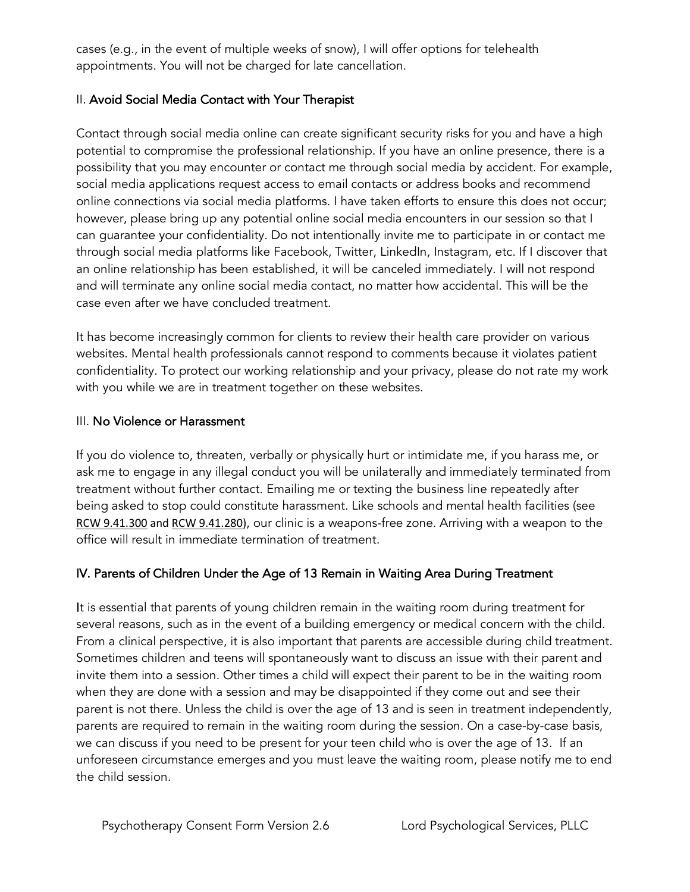cases (e.g., in the event of multiple weeks of snow), I will offer options for telehealth appointments. You will not be charged for late cancellation.

## II. Avoid Social Media Contact with Your Therapist

Contact through social media online can create significant security risks for you and have a high potential to compromise the professional relationship. If you have an online presence, there is a possibility that you may encounter or contact me through social media by accident. For example, social media applications request access to email contacts or address books and recommend online connections via social media platforms. I have taken efforts to ensure this does not occur; however, please bring up any potential online social media encounters in our session so that I can guarantee your confidentiality. Do not intentionally invite me to participate in or contact me through social media platforms like Facebook, Twitter, LinkedIn, Instagram, etc. If I discover that an online relationship has been established, it will be canceled immediately. I will not respond and will terminate any online social media contact, no matter how accidental. This will be the case even after we have concluded treatment.

It has become increasingly common for clients to review their health care provider on various websites. Mental health professionals cannot respond to comments because it violates patient confidentiality. To protect our working relationship and your privacy, please do not rate my work with you while we are in treatment together on these websites.

## III. No Violence or Harassment

If you do violence to, threaten, verbally or physically hurt or intimidate me, if you harass me, or ask me to engage in any illegal conduct you will be unilaterally and immediately terminated from treatment without further contact. Emailing me or texting the business line repeatedly after being asked to stop could constitute harassment. Like schools and mental health facilities (see RCW 9.41.300 and RCW 9.41.280), our clinic is a weapons-free zone. Arriving with a weapon to the office will result in immediate termination of treatment.

## IV. Parents of Children Under the Age of 13 Remain in Waiting Area During Treatment

It is essential that parents of young children remain in the waiting room during treatment for several reasons, such as in the event of a building emergency or medical concern with the child. From a clinical perspective, it is also important that parents are accessible during child treatment. Sometimes children and teens will spontaneously want to discuss an issue with their parent and invite them into a session. Other times a child will expect their parent to be in the waiting room when they are done with a session and may be disappointed if they come out and see their parent is not there. Unless the child is over the age of 13 and is seen in treatment independently, parents are required to remain in the waiting room during the session. On a case-by-case basis, we can discuss if you need to be present for your teen child who is over the age of 13. If an unforeseen circumstance emerges and you must leave the waiting room, please notify me to end the child session.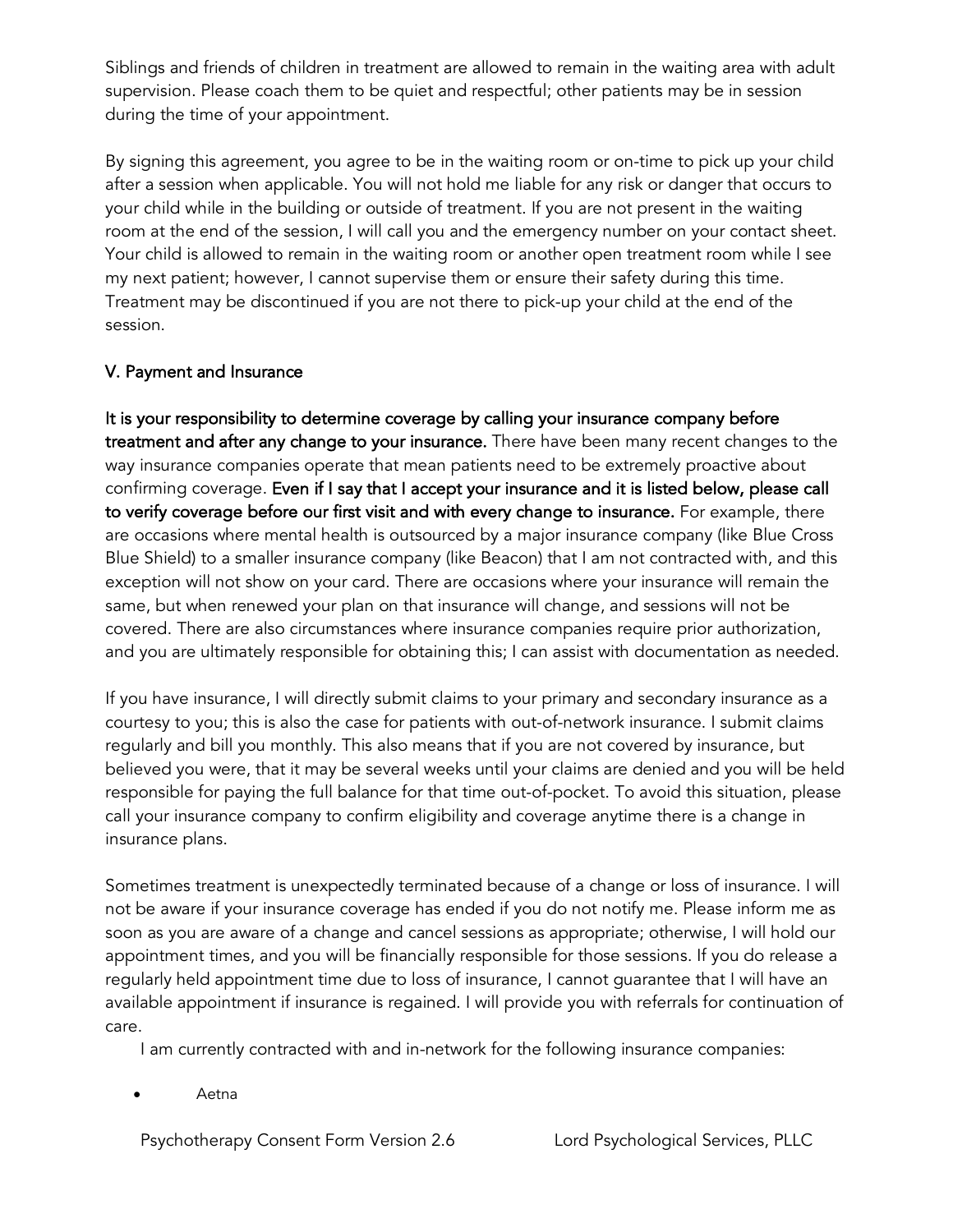Siblings and friends of children in treatment are allowed to remain in the waiting area with adult supervision. Please coach them to be quiet and respectful; other patients may be in session during the time of your appointment.

By signing this agreement, you agree to be in the waiting room or on-time to pick up your child after a session when applicable. You will not hold me liable for any risk or danger that occurs to your child while in the building or outside of treatment. If you are not present in the waiting room at the end of the session, I will call you and the emergency number on your contact sheet. Your child is allowed to remain in the waiting room or another open treatment room while I see my next patient; however, I cannot supervise them or ensure their safety during this time. Treatment may be discontinued if you are not there to pick-up your child at the end of the session.

## V. Payment and Insurance

**It is your responsibility to determine coverage by calling your insurance company before treatment and after any change to your insurance.** There have been many recent changes to the way insurance companies operate that mean patients need to be extremely proactive about confirming coverage. **Even if I say that I accept your insurance and it is listed below, please call to verify coverage before our first visit and with every change to insurance.** For example, there are occasions where mental health is outsourced by a major insurance company (like Blue Cross Blue Shield) to a smaller insurance company (like Beacon) that I am not contracted with, and this exception will not show on your card. There are occasions where your insurance will remain the same, but when renewed your plan on that insurance will change, and sessions will not be covered. There are also circumstances where insurance companies require prior authorization, and you are ultimately responsible for obtaining this; I can assist with documentation as needed.

If you have insurance, I will directly submit claims to your primary and secondary insurance as a courtesy to you; this is also the case for patients with out-of-network insurance. I submit claims regularly and bill you monthly. This also means that if you are not covered by insurance, but believed you were, that it may be several weeks until your claims are denied and you will be held responsible for paying the full balance for that time out-of-pocket. To avoid this situation, please call your insurance company to confirm eligibility and coverage anytime there is a change in insurance plans.

Sometimes treatment is unexpectedly terminated because of a change or loss of insurance. I will not be aware if your insurance coverage has ended if you do not notify me. Please inform me as soon as you are aware of a change and cancel sessions as appropriate; otherwise, I will hold our appointment times, and you will be financially responsible for those sessions. If you do release a regularly held appointment time due to loss of insurance, I cannot guarantee that I will have an available appointment if insurance is regained. I will provide you with referrals for continuation of care.

I am currently contracted with and in-network for the following insurance companies:

- Aetna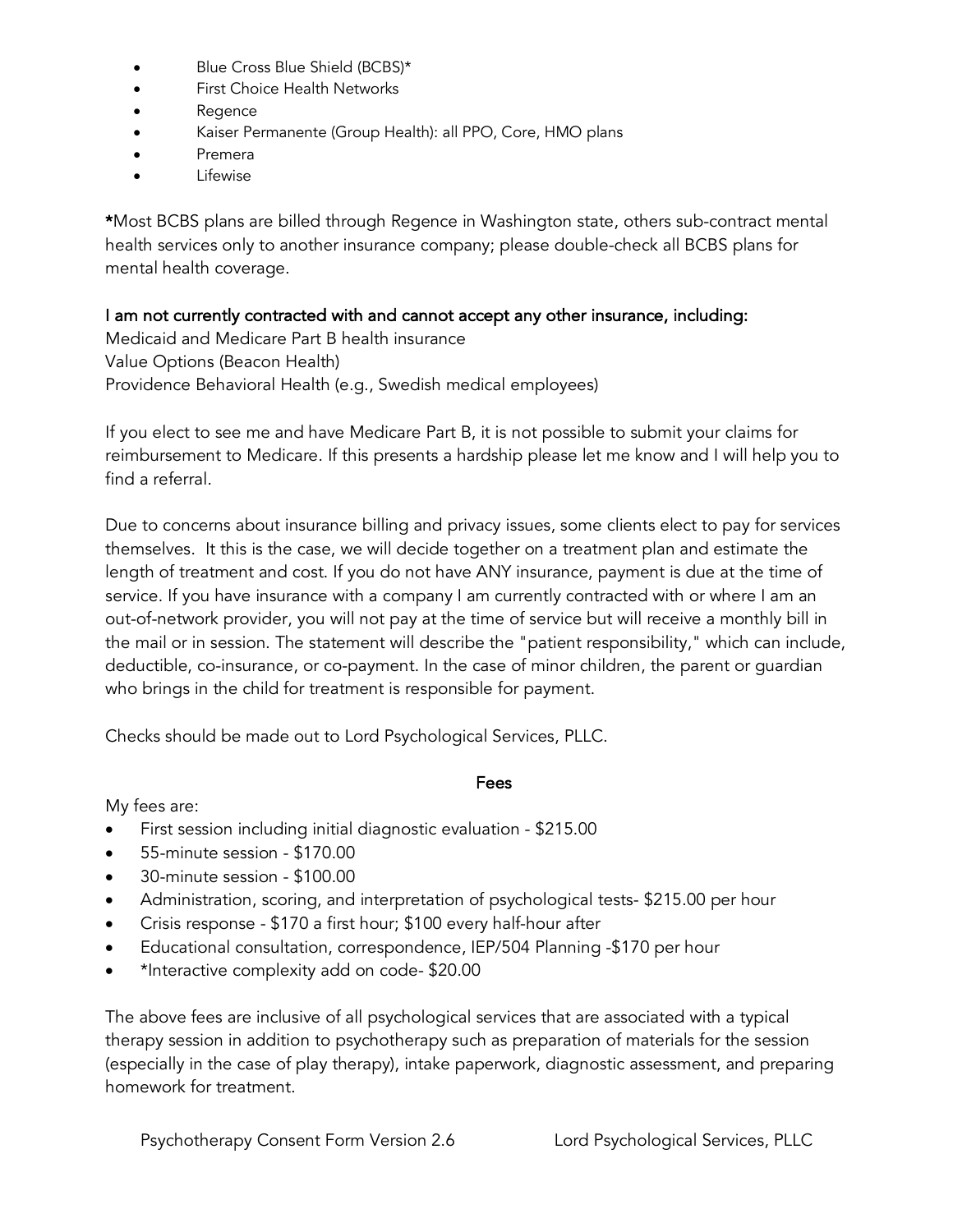- Blue Cross Blue Shield (BCBS)*
- First Choice Health Networks
- Regence
- Kaiser Permanente (Group Health): all PPO, Core, HMO plans
- Premera
- Lifewise

***Most BCBS plans are billed through Regence in Washington state, others sub-contract mental health services only to another insurance company; please double-check all BCBS plans for mental health coverage.

I am not currently contracted with and cannot accept any other insurance, including:

Medicaid and Medicare Part B health insurance
Value Options (Beacon Health)
Providence Behavioral Health (e.g., Swedish medical employees)

If you elect to see me and have Medicare Part B, it is not possible to submit your claims for reimbursement to Medicare. If this presents a hardship please let me know and I will help you to find a referral.

Due to concerns about insurance billing and privacy issues, some clients elect to pay for services themselves. It this is the case, we will decide together on a treatment plan and estimate the length of treatment and cost. If you do not have ANY insurance, payment is due at the time of service. If you have insurance with a company I am currently contracted with or where I am an out-of-network provider, you will not pay at the time of service but will receive a monthly bill in the mail or in session. The statement will describe the "patient responsibility," which can include, deductible, co-insurance, or co-payment. In the case of minor children, the parent or guardian who brings in the child for treatment is responsible for payment.

Checks should be made out to Lord Psychological Services, PLLC.

## Fees

My fees are:

- First session including initial diagnostic evaluation - $215.00
- 55-minute session - $170.00
- 30-minute session - $100.00
- Administration, scoring, and interpretation of psychological tests- $215.00 per hour
- Crisis response - $170 a first hour; $100 every half-hour after
- Educational consultation, correspondence, IEP/504 Planning -$170 per hour
- *Interactive complexity add on code- $20.00

The above fees are inclusive of all psychological services that are associated with a typical therapy session in addition to psychotherapy such as preparation of materials for the session (especially in the case of play therapy), intake paperwork, diagnostic assessment, and preparing homework for treatment.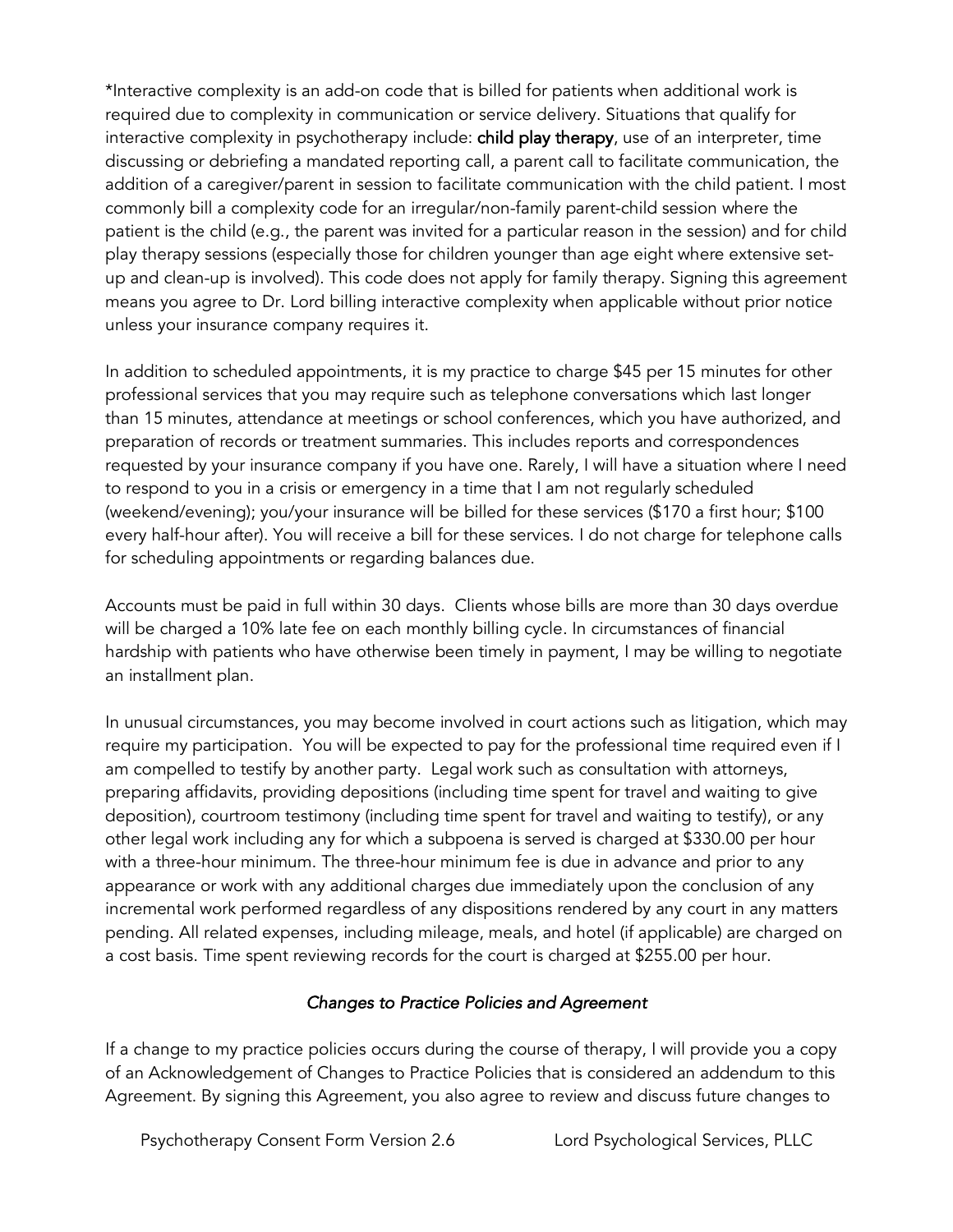*Interactive complexity is an add-on code that is billed for patients when additional work is required due to complexity in communication or service delivery. Situations that qualify for interactive complexity in psychotherapy include: **child play therapy**, use of an interpreter, time discussing or debriefing a mandated reporting call, a parent call to facilitate communication, the addition of a caregiver/parent in session to facilitate communication with the child patient. I most commonly bill a complexity code for an irregular/non-family parent-child session where the patient is the child (e.g., the parent was invited for a particular reason in the session) and for child play therapy sessions (especially those for children younger than age eight where extensive set-up and clean-up is involved). This code does not apply for family therapy. Signing this agreement means you agree to Dr. Lord billing interactive complexity when applicable without prior notice unless your insurance company requires it.

In addition to scheduled appointments, it is my practice to charge $45 per 15 minutes for other professional services that you may require such as telephone conversations which last longer than 15 minutes, attendance at meetings or school conferences, which you have authorized, and preparation of records or treatment summaries. This includes reports and correspondences requested by your insurance company if you have one. Rarely, I will have a situation where I need to respond to you in a crisis or emergency in a time that I am not regularly scheduled (weekend/evening); you/your insurance will be billed for these services ($170 a first hour; $100 every half-hour after). You will receive a bill for these services. I do not charge for telephone calls for scheduling appointments or regarding balances due.

Accounts must be paid in full within 30 days. Clients whose bills are more than 30 days overdue will be charged a 10% late fee on each monthly billing cycle. In circumstances of financial hardship with patients who have otherwise been timely in payment, I may be willing to negotiate an installment plan.

In unusual circumstances, you may become involved in court actions such as litigation, which may require my participation. You will be expected to pay for the professional time required even if I am compelled to testify by another party. Legal work such as consultation with attorneys, preparing affidavits, providing depositions (including time spent for travel and waiting to give deposition), courtroom testimony (including time spent for travel and waiting to testify), or any other legal work including any for which a subpoena is served is charged at $330.00 per hour with a three-hour minimum. The three-hour minimum fee is due in advance and prior to any appearance or work with any additional charges due immediately upon the conclusion of any incremental work performed regardless of any dispositions rendered by any court in any matters pending. All related expenses, including mileage, meals, and hotel (if applicable) are charged on a cost basis. Time spent reviewing records for the court is charged at $255.00 per hour.

### *Changes to Practice Policies and Agreement*

If a change to my practice policies occurs during the course of therapy, I will provide you a copy of an Acknowledgement of Changes to Practice Policies that is considered an addendum to this Agreement. By signing this Agreement, you also agree to review and discuss future changes to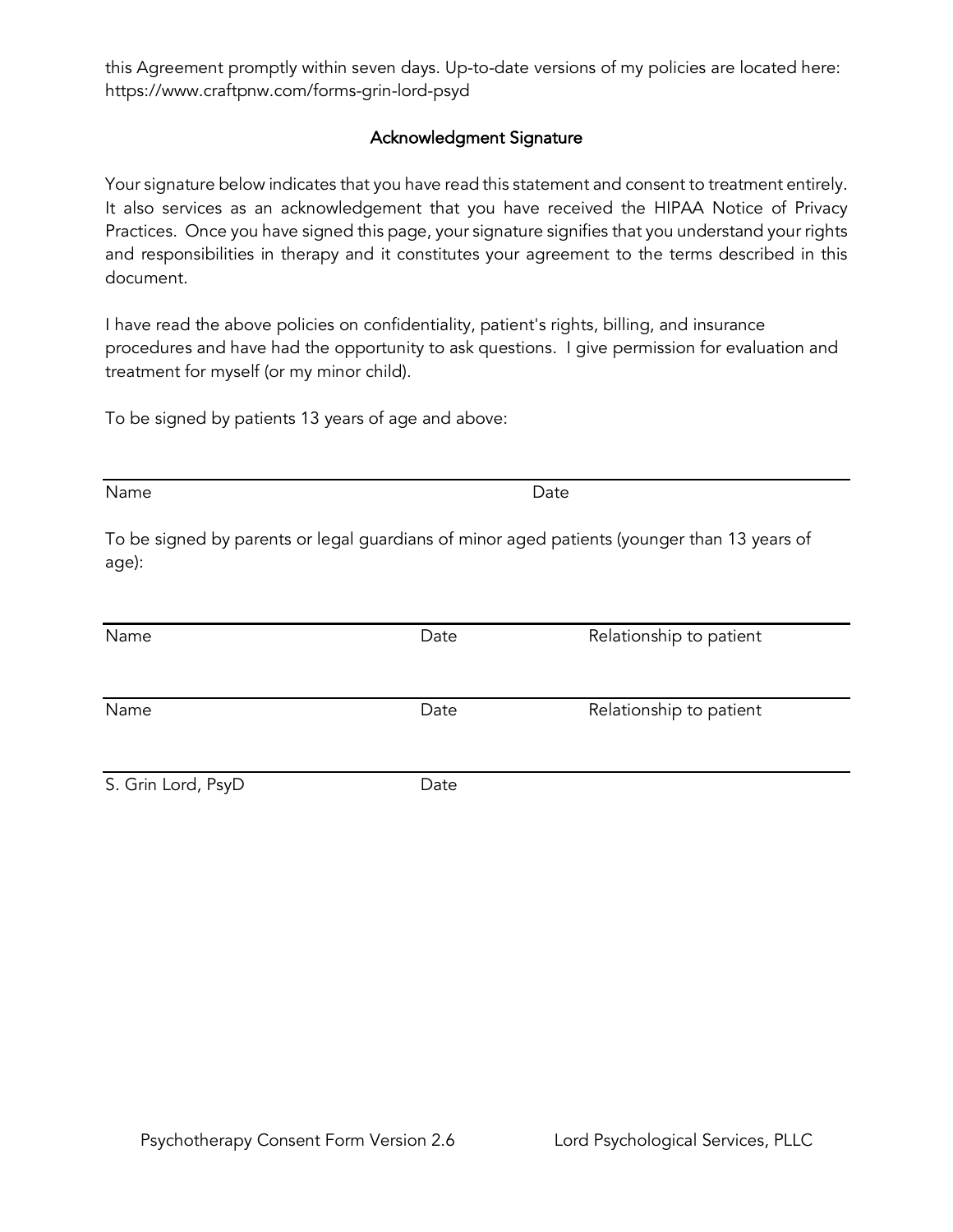this Agreement promptly within seven days. Up-to-date versions of my policies are located here: https://www.craftpnw.com/forms-grin-lord-psyd

## Acknowledgment Signature

Your signature below indicates that you have read this statement and consent to treatment entirely. It also services as an acknowledgement that you have received the HIPAA Notice of Privacy Practices. Once you have signed this page, your signature signifies that you understand your rights and responsibilities in therapy and it constitutes your agreement to the terms described in this document.

I have read the above policies on confidentiality, patient's rights, billing, and insurance procedures and have had the opportunity to ask questions. I give permission for evaluation and treatment for myself (or my minor child).

To be signed by patients 13 years of age and above:

______________________________________________

Name Date

To be signed by parents or legal guardians of minor aged patients (younger than 13 years of age):

______________________________________________

Name Date Relationship to patient

______________________________________________

Name Date Relationship to patient

______________________________________________

S. Grin Lord, PsyD Date

Psychotherapy Consent Form Version 2.6 Lord Psychological Services, PLLC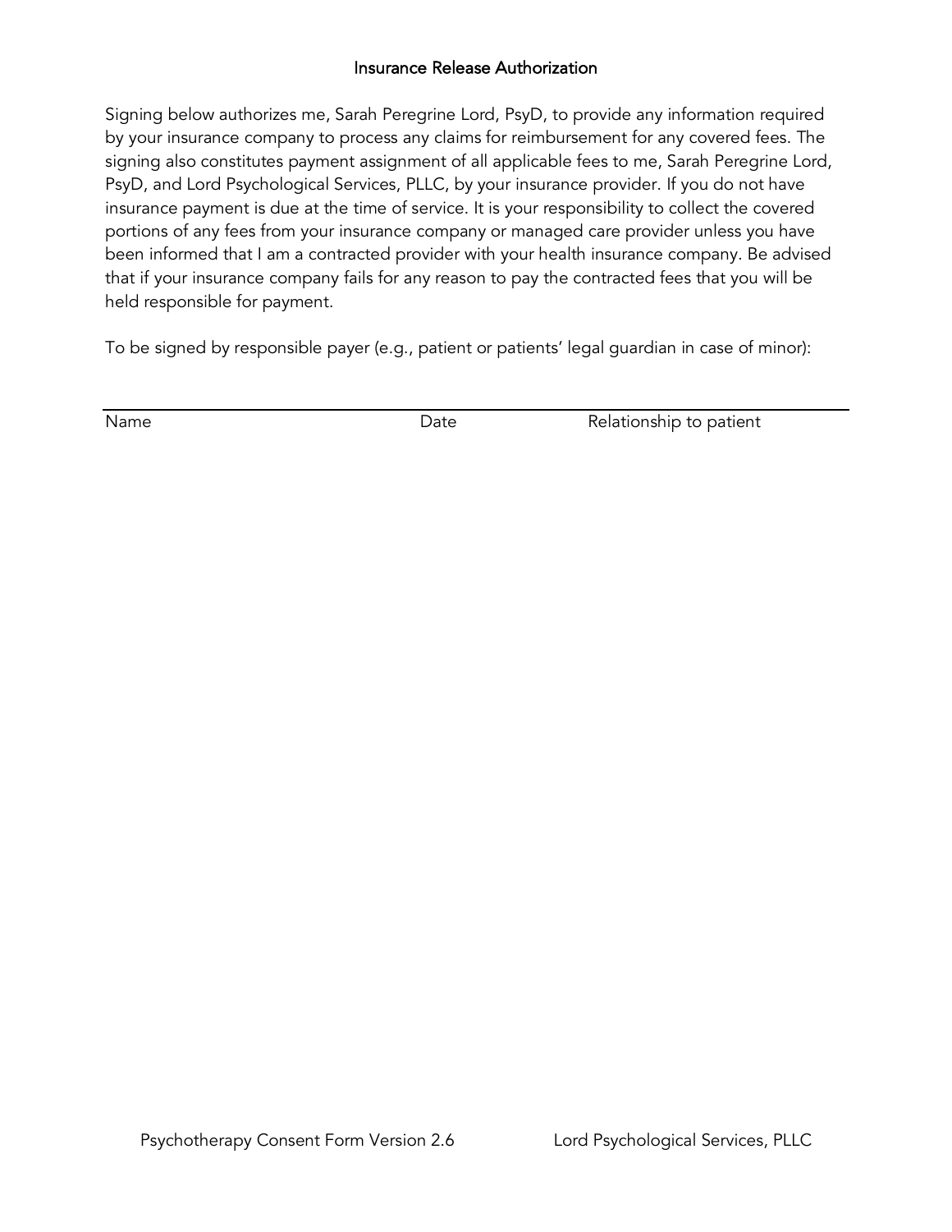## Insurance Release Authorization

Signing below authorizes me, Sarah Peregrine Lord, PsyD, to provide any information required by your insurance company to process any claims for reimbursement for any covered fees. The signing also constitutes payment assignment of all applicable fees to me, Sarah Peregrine Lord, PsyD, and Lord Psychological Services, PLLC, by your insurance provider. If you do not have insurance payment is due at the time of service. It is your responsibility to collect the covered portions of any fees from your insurance company or managed care provider unless you have been informed that I am a contracted provider with your health insurance company. Be advised that if your insurance company fails for any reason to pay the contracted fees that you will be held responsible for payment.

To be signed by responsible payer (e.g., patient or patients' legal guardian in case of minor):

\_\_\_\_\_\_\_\_\_\_\_\_\_\_\_\_\_\_\_\_\_\_\_\_\_\_\_\_\_\_\_\_\_\_\_\_\_\_\_\_\_\_\_\_\_\_\_\_\_\_\_\_\_\_\_\_\_\_\_\_\_\_\_\_\_\_\_\_\_\_

Name                                        Date                                        Relationship to patient